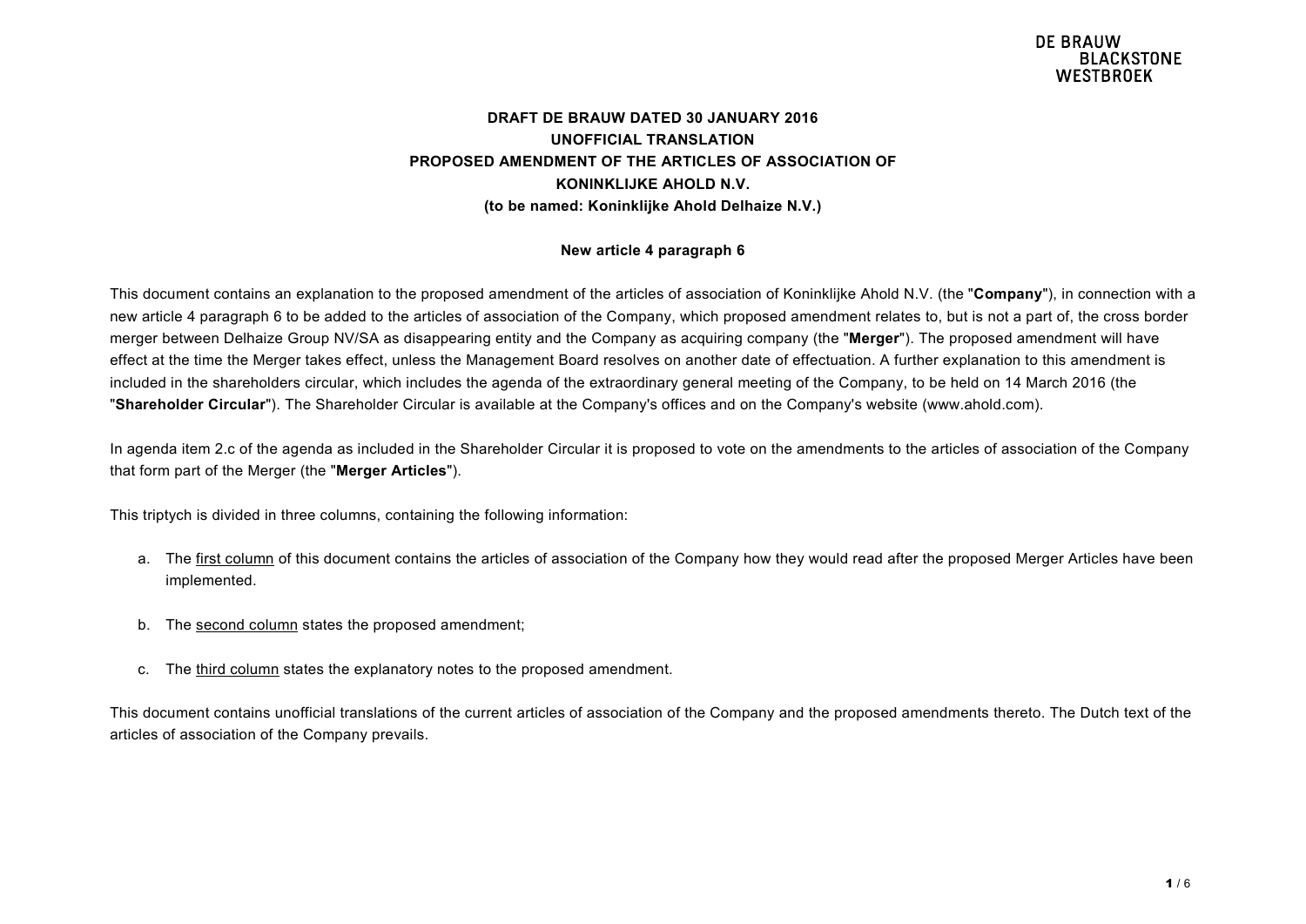**DRAFT DE BRAUW DATED 30 JANUARY 2016**
**UNOFFICIAL TRANSLATION**
**PROPOSED AMENDMENT OF THE ARTICLES OF ASSOCIATION OF**
**KONINKLIJKE AHOLD N.V.**
**(to be named: Koninklijke Ahold Delhaize N.V.)**

**New article 4 paragraph 6**

This document contains an explanation to the proposed amendment of the articles of association of Koninklijke Ahold N.V. (the "**Company**"), in connection with a new article 4 paragraph 6 to be added to the articles of association of the Company, which proposed amendment relates to, but is not a part of, the cross border merger between Delhaize Group NV/SA as disappearing entity and the Company as acquiring company (the "**Merger**"). The proposed amendment will have effect at the time the Merger takes effect, unless the Management Board resolves on another date of effectuation. A further explanation to this amendment is included in the shareholders circular, which includes the agenda of the extraordinary general meeting of the Company, to be held on 14 March 2016 (the "**Shareholder Circular**"). The Shareholder Circular is available at the Company's offices and on the Company's website (www.ahold.com).

In agenda item 2.c of the agenda as included in the Shareholder Circular it is proposed to vote on the amendments to the articles of association of the Company that form part of the Merger (the "**Merger Articles**").

This triptych is divided in three columns, containing the following information:

a. The first column of this document contains the articles of association of the Company how they would read after the proposed Merger Articles have been implemented.

b. The second column states the proposed amendment;

c. The third column states the explanatory notes to the proposed amendment.

This document contains unofficial translations of the current articles of association of the Company and the proposed amendments thereto. The Dutch text of the articles of association of the Company prevails.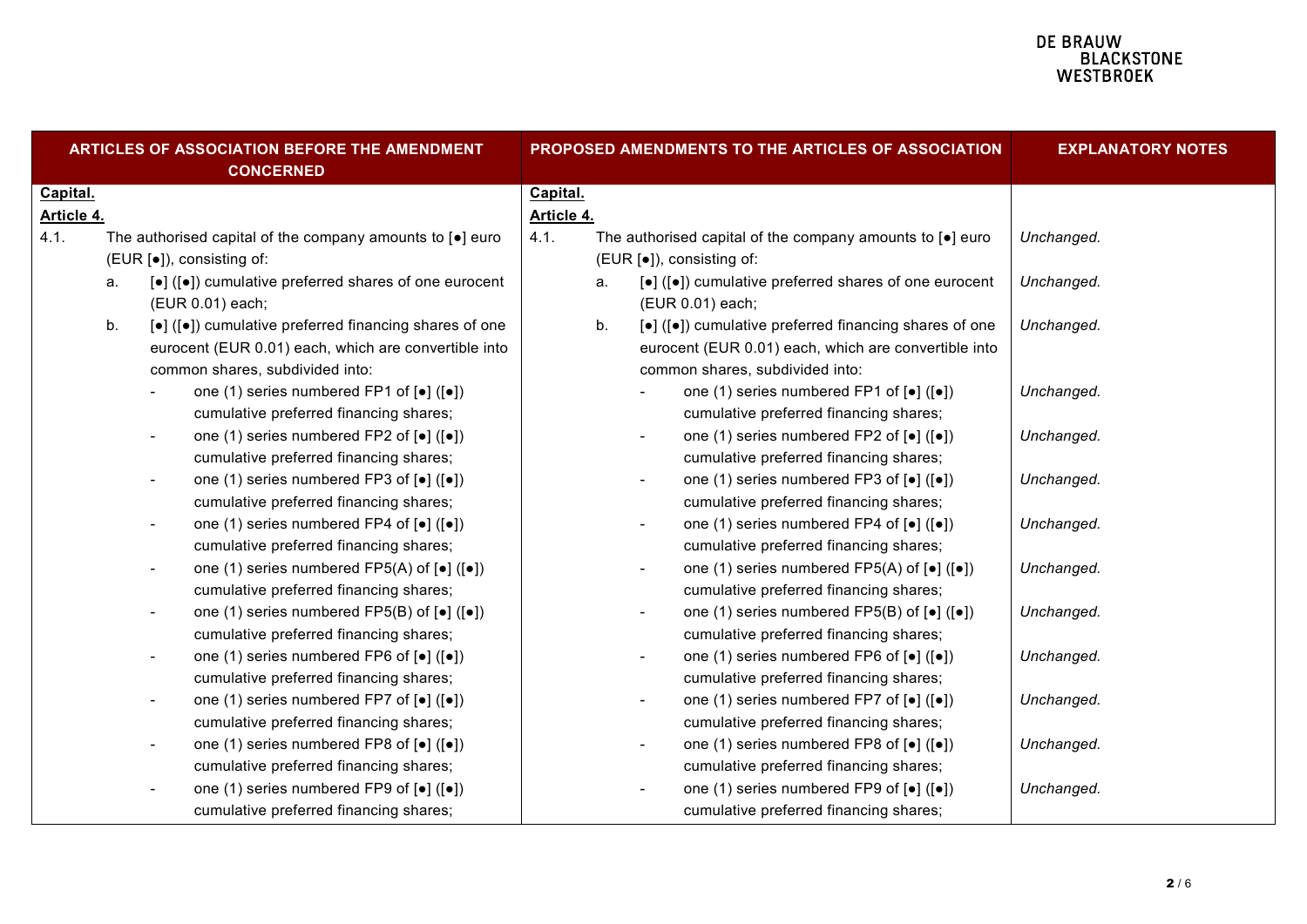| ARTICLES OF ASSOCIATION BEFORE THE AMENDMENT CONCERNED | PROPOSED AMENDMENTS TO THE ARTICLES OF ASSOCIATION | EXPLANATORY NOTES |
|---|---|---|
| **Capital.** | **Capital.** | |
| **Article 4.** | **Article 4.** | |
| 4.1. The authorised capital of the company amounts to [●] euro (EUR [●]), consisting of: | 4.1. The authorised capital of the company amounts to [●] euro (EUR [●]), consisting of: | *Unchanged.* |
| a. [●] ([●]) cumulative preferred shares of one eurocent (EUR 0.01) each; | a. [●] ([●]) cumulative preferred shares of one eurocent (EUR 0.01) each; | *Unchanged.* |
| b. [●] ([●]) cumulative preferred financing shares of one eurocent (EUR 0.01) each, which are convertible into common shares, subdivided into: | b. [●] ([●]) cumulative preferred financing shares of one eurocent (EUR 0.01) each, which are convertible into common shares, subdivided into: | *Unchanged.* |
| - one (1) series numbered FP1 of [●] ([●]) cumulative preferred financing shares; | - one (1) series numbered FP1 of [●] ([●]) cumulative preferred financing shares; | *Unchanged.* |
| - one (1) series numbered FP2 of [●] ([●]) cumulative preferred financing shares; | - one (1) series numbered FP2 of [●] ([●]) cumulative preferred financing shares; | *Unchanged.* |
| - one (1) series numbered FP3 of [●] ([●]) cumulative preferred financing shares; | - one (1) series numbered FP3 of [●] ([●]) cumulative preferred financing shares; | *Unchanged.* |
| - one (1) series numbered FP4 of [●] ([●]) cumulative preferred financing shares; | - one (1) series numbered FP4 of [●] ([●]) cumulative preferred financing shares; | *Unchanged.* |
| - one (1) series numbered FP5(A) of [●] ([●]) cumulative preferred financing shares; | - one (1) series numbered FP5(A) of [●] ([●]) cumulative preferred financing shares; | *Unchanged.* |
| - one (1) series numbered FP5(B) of [●] ([●]) cumulative preferred financing shares; | - one (1) series numbered FP5(B) of [●] ([●]) cumulative preferred financing shares; | *Unchanged.* |
| - one (1) series numbered FP6 of [●] ([●]) cumulative preferred financing shares; | - one (1) series numbered FP6 of [●] ([●]) cumulative preferred financing shares; | *Unchanged.* |
| - one (1) series numbered FP7 of [●] ([●]) cumulative preferred financing shares; | - one (1) series numbered FP7 of [●] ([●]) cumulative preferred financing shares; | *Unchanged.* |
| - one (1) series numbered FP8 of [●] ([●]) cumulative preferred financing shares; | - one (1) series numbered FP8 of [●] ([●]) cumulative preferred financing shares; | *Unchanged.* |
| - one (1) series numbered FP9 of [●] ([●]) cumulative preferred financing shares; | - one (1) series numbered FP9 of [●] ([●]) cumulative preferred financing shares; | *Unchanged.* |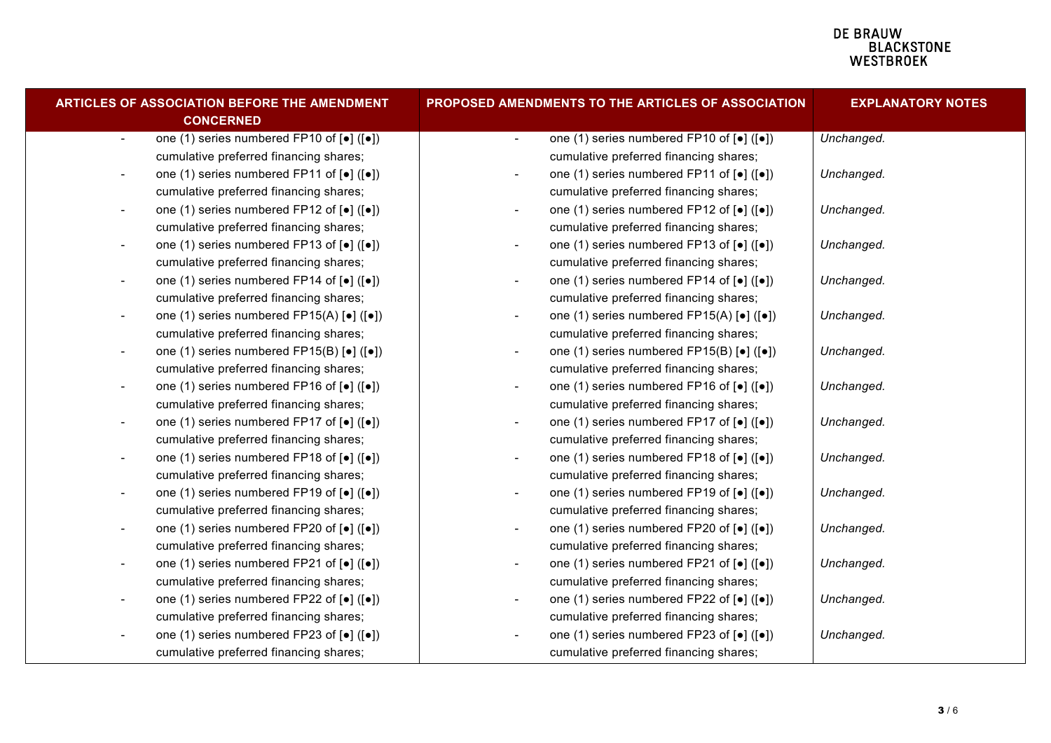| ARTICLES OF ASSOCIATION BEFORE THE AMENDMENT CONCERNED | PROPOSED AMENDMENTS TO THE ARTICLES OF ASSOCIATION | EXPLANATORY NOTES |
|---|---|---|
| - one (1) series numbered FP10 of [•] ([•]) cumulative preferred financing shares; | - one (1) series numbered FP10 of [•] ([•]) cumulative preferred financing shares; | *Unchanged.* |
| - one (1) series numbered FP11 of [•] ([•]) cumulative preferred financing shares; | - one (1) series numbered FP11 of [•] ([•]) cumulative preferred financing shares; | *Unchanged.* |
| - one (1) series numbered FP12 of [•] ([•]) cumulative preferred financing shares; | - one (1) series numbered FP12 of [•] ([•]) cumulative preferred financing shares; | *Unchanged.* |
| - one (1) series numbered FP13 of [•] ([•]) cumulative preferred financing shares; | - one (1) series numbered FP13 of [•] ([•]) cumulative preferred financing shares; | *Unchanged.* |
| - one (1) series numbered FP14 of [•] ([•]) cumulative preferred financing shares; | - one (1) series numbered FP14 of [•] ([•]) cumulative preferred financing shares; | *Unchanged.* |
| - one (1) series numbered FP15(A) [•] ([•]) cumulative preferred financing shares; | - one (1) series numbered FP15(A) [•] ([•]) cumulative preferred financing shares; | *Unchanged.* |
| - one (1) series numbered FP15(B) [•] ([•]) cumulative preferred financing shares; | - one (1) series numbered FP15(B) [•] ([•]) cumulative preferred financing shares; | *Unchanged.* |
| - one (1) series numbered FP16 of [•] ([•]) cumulative preferred financing shares; | - one (1) series numbered FP16 of [•] ([•]) cumulative preferred financing shares; | *Unchanged.* |
| - one (1) series numbered FP17 of [•] ([•]) cumulative preferred financing shares; | - one (1) series numbered FP17 of [•] ([•]) cumulative preferred financing shares; | *Unchanged.* |
| - one (1) series numbered FP18 of [•] ([•]) cumulative preferred financing shares; | - one (1) series numbered FP18 of [•] ([•]) cumulative preferred financing shares; | *Unchanged.* |
| - one (1) series numbered FP19 of [•] ([•]) cumulative preferred financing shares; | - one (1) series numbered FP19 of [•] ([•]) cumulative preferred financing shares; | *Unchanged.* |
| - one (1) series numbered FP20 of [•] ([•]) cumulative preferred financing shares; | - one (1) series numbered FP20 of [•] ([•]) cumulative preferred financing shares; | *Unchanged.* |
| - one (1) series numbered FP21 of [•] ([•]) cumulative preferred financing shares; | - one (1) series numbered FP21 of [•] ([•]) cumulative preferred financing shares; | *Unchanged.* |
| - one (1) series numbered FP22 of [•] ([•]) cumulative preferred financing shares; | - one (1) series numbered FP22 of [•] ([•]) cumulative preferred financing shares; | *Unchanged.* |
| - one (1) series numbered FP23 of [•] ([•]) cumulative preferred financing shares; | - one (1) series numbered FP23 of [•] ([•]) cumulative preferred financing shares; | *Unchanged.* |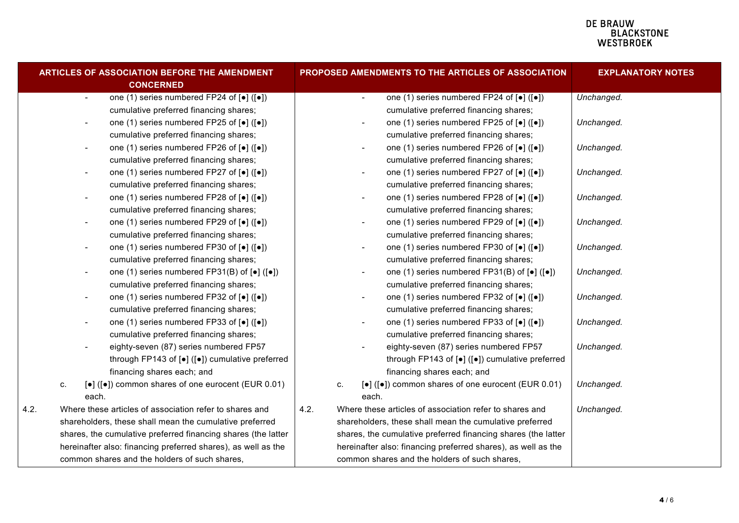| ARTICLES OF ASSOCIATION BEFORE THE AMENDMENT CONCERNED | PROPOSED AMENDMENTS TO THE ARTICLES OF ASSOCIATION | EXPLANATORY NOTES |
|---|---|---|
| - one (1) series numbered FP24 of [●] ([●]) cumulative preferred financing shares; | - one (1) series numbered FP24 of [●] ([●]) cumulative preferred financing shares; | *Unchanged.* |
| - one (1) series numbered FP25 of [●] ([●]) cumulative preferred financing shares; | - one (1) series numbered FP25 of [●] ([●]) cumulative preferred financing shares; | *Unchanged.* |
| - one (1) series numbered FP26 of [●] ([●]) cumulative preferred financing shares; | - one (1) series numbered FP26 of [●] ([●]) cumulative preferred financing shares; | *Unchanged.* |
| - one (1) series numbered FP27 of [●] ([●]) cumulative preferred financing shares; | - one (1) series numbered FP27 of [●] ([●]) cumulative preferred financing shares; | *Unchanged.* |
| - one (1) series numbered FP28 of [●] ([●]) cumulative preferred financing shares; | - one (1) series numbered FP28 of [●] ([●]) cumulative preferred financing shares; | *Unchanged.* |
| - one (1) series numbered FP29 of [●] ([●]) cumulative preferred financing shares; | - one (1) series numbered FP29 of [●] ([●]) cumulative preferred financing shares; | *Unchanged.* |
| - one (1) series numbered FP30 of [●] ([●]) cumulative preferred financing shares; | - one (1) series numbered FP30 of [●] ([●]) cumulative preferred financing shares; | *Unchanged.* |
| - one (1) series numbered FP31(B) of [●] ([●]) cumulative preferred financing shares; | - one (1) series numbered FP31(B) of [●] ([●]) cumulative preferred financing shares; | *Unchanged.* |
| - one (1) series numbered FP32 of [●] ([●]) cumulative preferred financing shares; | - one (1) series numbered FP32 of [●] ([●]) cumulative preferred financing shares; | *Unchanged.* |
| - one (1) series numbered FP33 of [●] ([●]) cumulative preferred financing shares; | - one (1) series numbered FP33 of [●] ([●]) cumulative preferred financing shares; | *Unchanged.* |
| - eighty-seven (87) series numbered FP57 through FP143 of [●] ([●]) cumulative preferred financing shares each; and | - eighty-seven (87) series numbered FP57 through FP143 of [●] ([●]) cumulative preferred financing shares each; and | *Unchanged.* |
| c. [●] ([●]) common shares of one eurocent (EUR 0.01) each. | c. [●] ([●]) common shares of one eurocent (EUR 0.01) each. | *Unchanged.* |
| 4.2. Where these articles of association refer to shares and shareholders, these shall mean the cumulative preferred shares, the cumulative preferred financing shares (the latter hereinafter also: financing preferred shares), as well as the common shares and the holders of such shares, | 4.2. Where these articles of association refer to shares and shareholders, these shall mean the cumulative preferred shares, the cumulative preferred financing shares (the latter hereinafter also: financing preferred shares), as well as the common shares and the holders of such shares, | *Unchanged.* |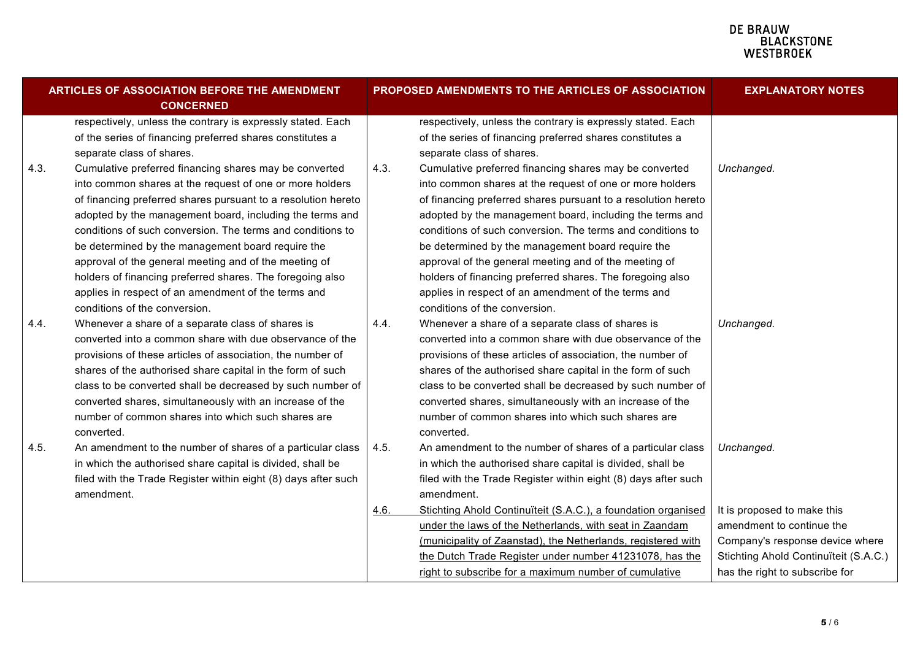| ARTICLES OF ASSOCIATION BEFORE THE AMENDMENT CONCERNED | PROPOSED AMENDMENTS TO THE ARTICLES OF ASSOCIATION | EXPLANATORY NOTES |
|---|---|---|
| respectively, unless the contrary is expressly stated. Each of the series of financing preferred shares constitutes a separate class of shares. | respectively, unless the contrary is expressly stated. Each of the series of financing preferred shares constitutes a separate class of shares. | |
| 4.3. Cumulative preferred financing shares may be converted into common shares at the request of one or more holders of financing preferred shares pursuant to a resolution hereto adopted by the management board, including the terms and conditions of such conversion. The terms and conditions to be determined by the management board require the approval of the general meeting and of the meeting of holders of financing preferred shares. The foregoing also applies in respect of an amendment of the terms and conditions of the conversion. | 4.3. Cumulative preferred financing shares may be converted into common shares at the request of one or more holders of financing preferred shares pursuant to a resolution hereto adopted by the management board, including the terms and conditions of such conversion. The terms and conditions to be determined by the management board require the approval of the general meeting and of the meeting of holders of financing preferred shares. The foregoing also applies in respect of an amendment of the terms and conditions of the conversion. | *Unchanged.* |
| 4.4. Whenever a share of a separate class of shares is converted into a common share with due observance of the provisions of these articles of association, the number of shares of the authorised share capital in the form of such class to be converted shall be decreased by such number of converted shares, simultaneously with an increase of the number of common shares into which such shares are converted. | 4.4. Whenever a share of a separate class of shares is converted into a common share with due observance of the provisions of these articles of association, the number of shares of the authorised share capital in the form of such class to be converted shall be decreased by such number of converted shares, simultaneously with an increase of the number of common shares into which such shares are converted. | *Unchanged.* |
| 4.5. An amendment to the number of shares of a particular class in which the authorised share capital is divided, shall be filed with the Trade Register within eight (8) days after such amendment. | 4.5. An amendment to the number of shares of a particular class in which the authorised share capital is divided, shall be filed with the Trade Register within eight (8) days after such amendment. | *Unchanged.* |
| | 4.6. Stichting Ahold Continuïteit (S.A.C.), a foundation organised under the laws of the Netherlands, with seat in Zaandam (municipality of Zaanstad), the Netherlands, registered with the Dutch Trade Register under number 41231078, has the right to subscribe for a maximum number of cumulative | It is proposed to make this amendment to continue the Company's response device where Stichting Ahold Continuïteit (S.A.C.) has the right to subscribe for |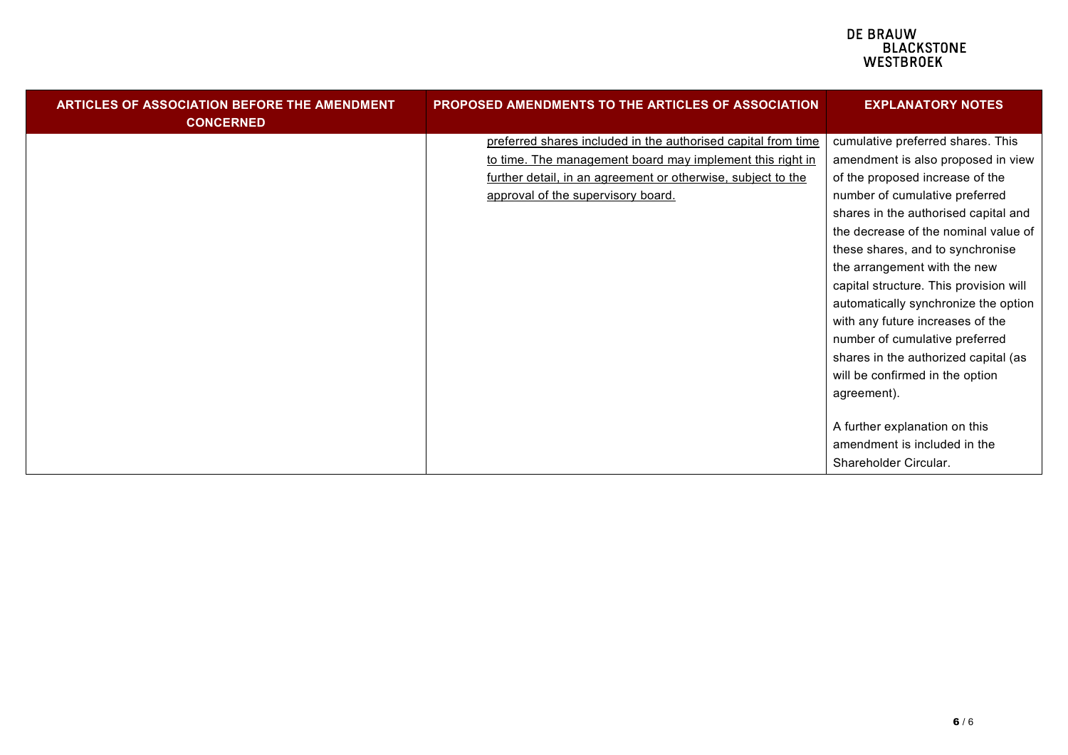| ARTICLES OF ASSOCIATION BEFORE THE AMENDMENT CONCERNED | PROPOSED AMENDMENTS TO THE ARTICLES OF ASSOCIATION | EXPLANATORY NOTES |
|---|---|---|
| | preferred shares included in the authorised capital from time to time. The management board may implement this right in further detail, in an agreement or otherwise, subject to the approval of the supervisory board. | cumulative preferred shares. This amendment is also proposed in view of the proposed increase of the number of cumulative preferred shares in the authorised capital and the decrease of the nominal value of these shares, and to synchronise the arrangement with the new capital structure. This provision will automatically synchronize the option with any future increases of the number of cumulative preferred shares in the authorized capital (as will be confirmed in the option agreement).<br><br>A further explanation on this amendment is included in the Shareholder Circular. |